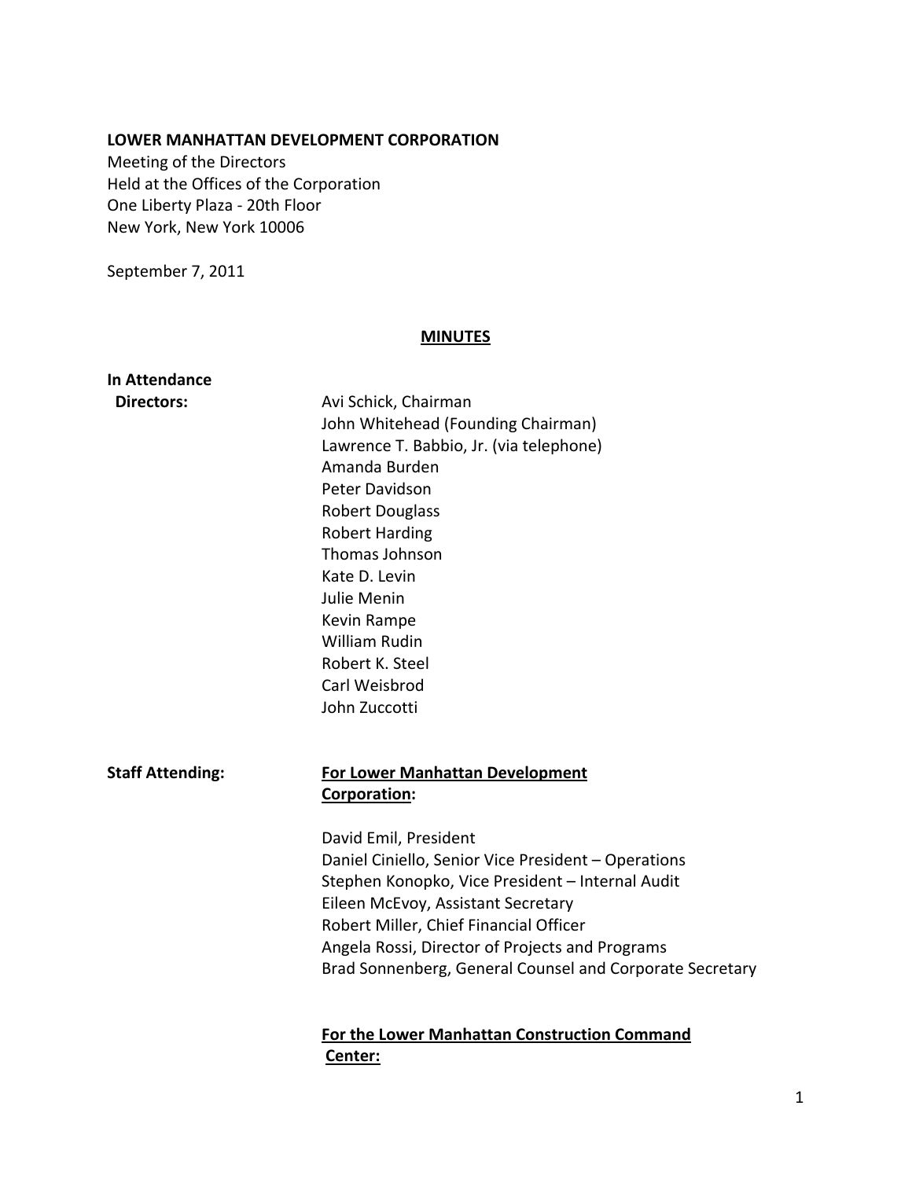**LOWER MANHATTAN DEVELOPMENT CORPORATION**
Meeting of the Directors
Held at the Offices of the Corporation
One Liberty Plaza - 20th Floor
New York, New York 10006

September 7, 2011

## MINUTES

**In Attendance**

**Directors:**

Avi Schick, Chairman
John Whitehead (Founding Chairman)
Lawrence T. Babbio, Jr. (via telephone)
Amanda Burden
Peter Davidson
Robert Douglass
Robert Harding
Thomas Johnson
Kate D. Levin
Julie Menin
Kevin Rampe
William Rudin
Robert K. Steel
Carl Weisbrod
John Zuccotti

**Staff Attending:**

**For Lower Manhattan Development Corporation:**

David Emil, President
Daniel Ciniello, Senior Vice President – Operations
Stephen Konopko, Vice President – Internal Audit
Eileen McEvoy, Assistant Secretary
Robert Miller, Chief Financial Officer
Angela Rossi, Director of Projects and Programs
Brad Sonnenberg, General Counsel and Corporate Secretary

**For the Lower Manhattan Construction Command Center:**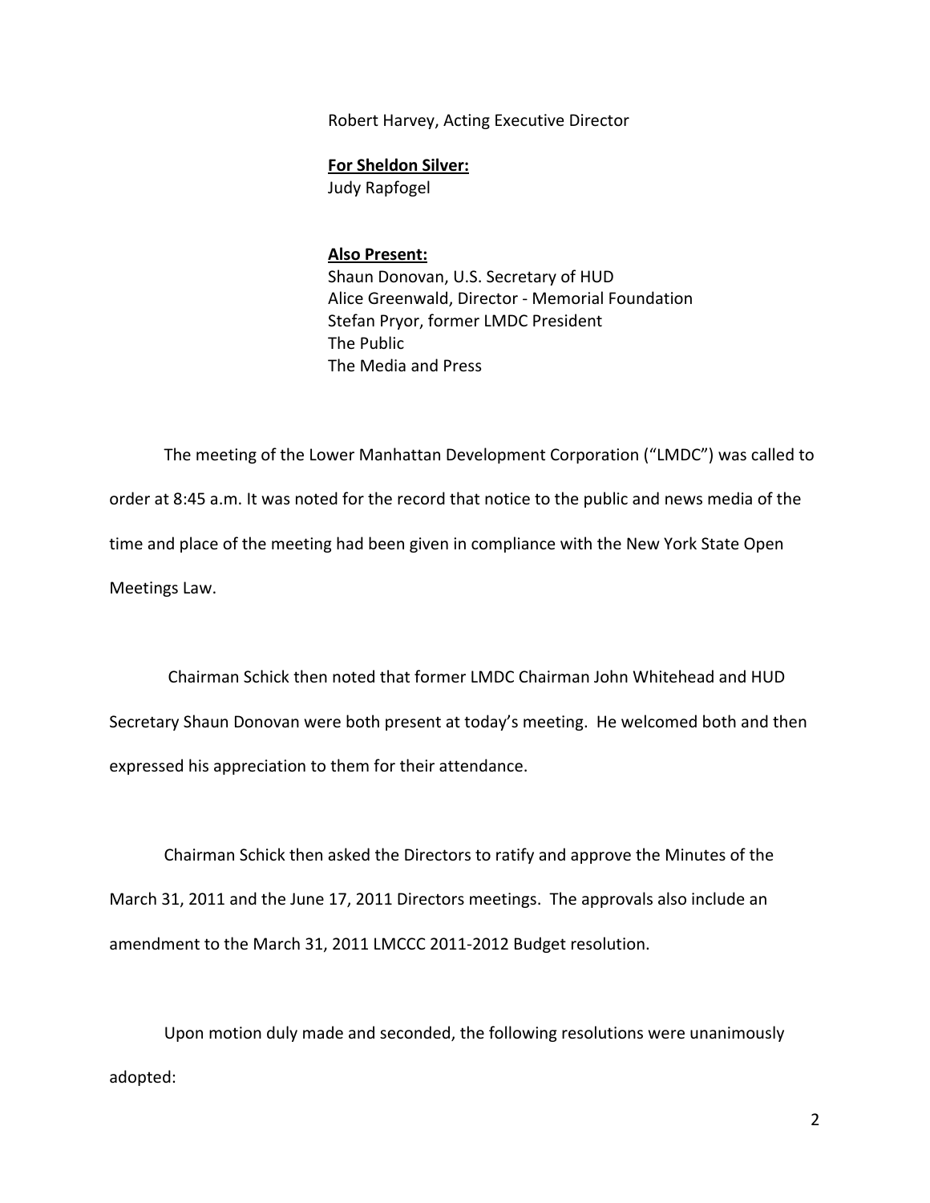Robert Harvey, Acting Executive Director

**For Sheldon Silver:**
Judy Rapfogel

**Also Present:**
Shaun Donovan, U.S. Secretary of HUD
Alice Greenwald, Director - Memorial Foundation
Stefan Pryor, former LMDC President
The Public
The Media and Press

The meeting of the Lower Manhattan Development Corporation ("LMDC") was called to order at 8:45 a.m. It was noted for the record that notice to the public and news media of the time and place of the meeting had been given in compliance with the New York State Open Meetings Law.

Chairman Schick then noted that former LMDC Chairman John Whitehead and HUD Secretary Shaun Donovan were both present at today's meeting. He welcomed both and then expressed his appreciation to them for their attendance.

Chairman Schick then asked the Directors to ratify and approve the Minutes of the March 31, 2011 and the June 17, 2011 Directors meetings. The approvals also include an amendment to the March 31, 2011 LMCCC 2011-2012 Budget resolution.

Upon motion duly made and seconded, the following resolutions were unanimously adopted: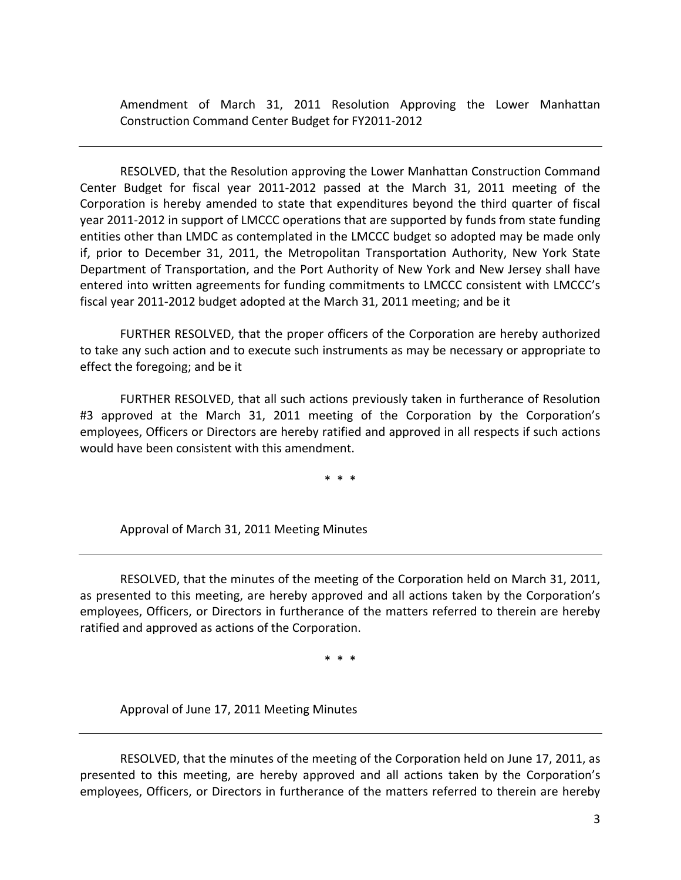Amendment of March 31, 2011 Resolution Approving the Lower Manhattan Construction Command Center Budget for FY2011-2012

---

RESOLVED, that the Resolution approving the Lower Manhattan Construction Command Center Budget for fiscal year 2011-2012 passed at the March 31, 2011 meeting of the Corporation is hereby amended to state that expenditures beyond the third quarter of fiscal year 2011-2012 in support of LMCCC operations that are supported by funds from state funding entities other than LMDC as contemplated in the LMCCC budget so adopted may be made only if, prior to December 31, 2011, the Metropolitan Transportation Authority, New York State Department of Transportation, and the Port Authority of New York and New Jersey shall have entered into written agreements for funding commitments to LMCCC consistent with LMCCC's fiscal year 2011-2012 budget adopted at the March 31, 2011 meeting; and be it

FURTHER RESOLVED, that the proper officers of the Corporation are hereby authorized to take any such action and to execute such instruments as may be necessary or appropriate to effect the foregoing; and be it

FURTHER RESOLVED, that all such actions previously taken in furtherance of Resolution #3 approved at the March 31, 2011 meeting of the Corporation by the Corporation's employees, Officers or Directors are hereby ratified and approved in all respects if such actions would have been consistent with this amendment.

\* \* \*

Approval of March 31, 2011 Meeting Minutes

---

RESOLVED, that the minutes of the meeting of the Corporation held on March 31, 2011, as presented to this meeting, are hereby approved and all actions taken by the Corporation's employees, Officers, or Directors in furtherance of the matters referred to therein are hereby ratified and approved as actions of the Corporation.

\* \* \*

Approval of June 17, 2011 Meeting Minutes

---

RESOLVED, that the minutes of the meeting of the Corporation held on June 17, 2011, as presented to this meeting, are hereby approved and all actions taken by the Corporation's employees, Officers, or Directors in furtherance of the matters referred to therein are hereby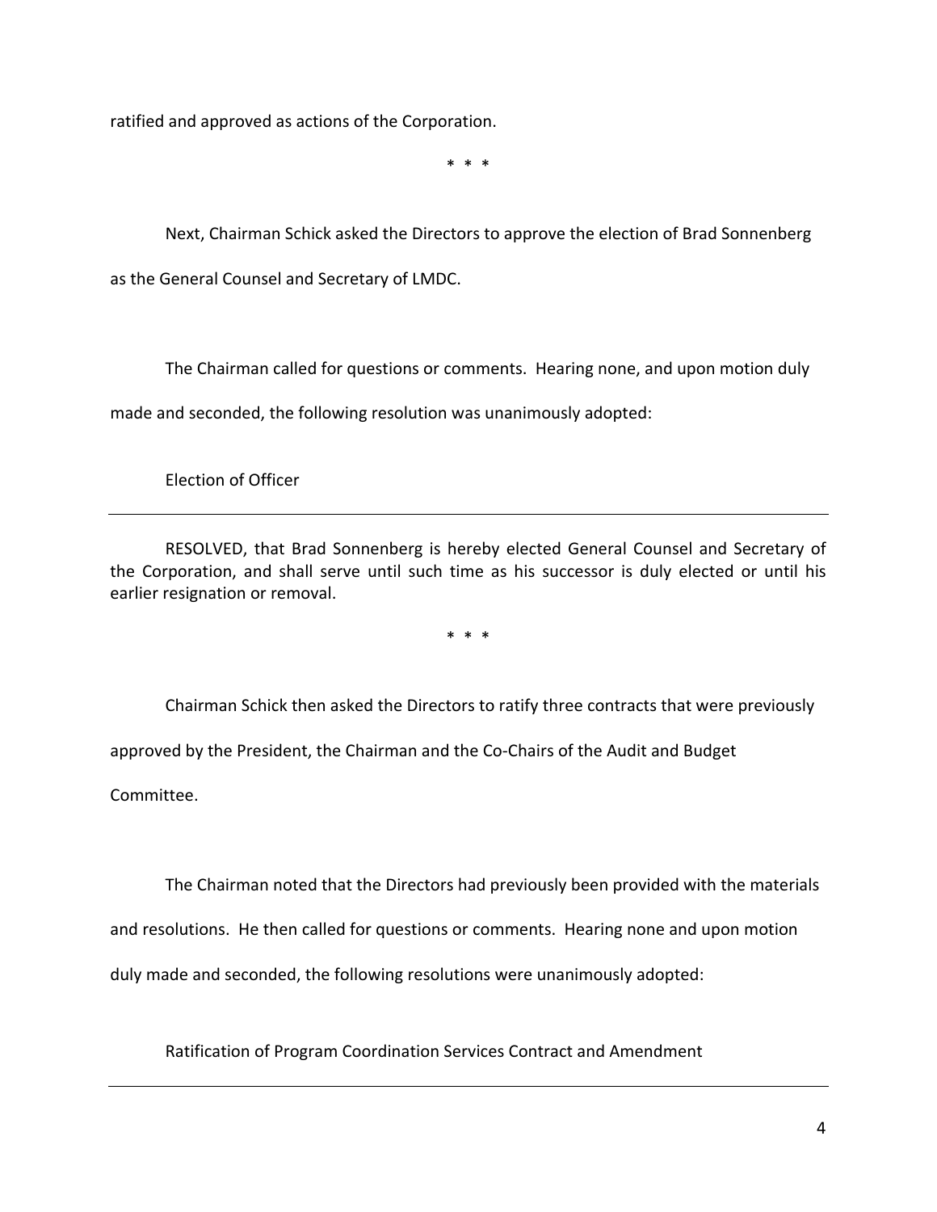ratified and approved as actions of the Corporation.

\* \* \*

Next, Chairman Schick asked the Directors to approve the election of Brad Sonnenberg as the General Counsel and Secretary of LMDC.

The Chairman called for questions or comments. Hearing none, and upon motion duly made and seconded, the following resolution was unanimously adopted:

Election of Officer

---

RESOLVED, that Brad Sonnenberg is hereby elected General Counsel and Secretary of the Corporation, and shall serve until such time as his successor is duly elected or until his earlier resignation or removal.

\* \* \*

Chairman Schick then asked the Directors to ratify three contracts that were previously approved by the President, the Chairman and the Co-Chairs of the Audit and Budget Committee.

The Chairman noted that the Directors had previously been provided with the materials and resolutions. He then called for questions or comments. Hearing none and upon motion duly made and seconded, the following resolutions were unanimously adopted:

Ratification of Program Coordination Services Contract and Amendment

---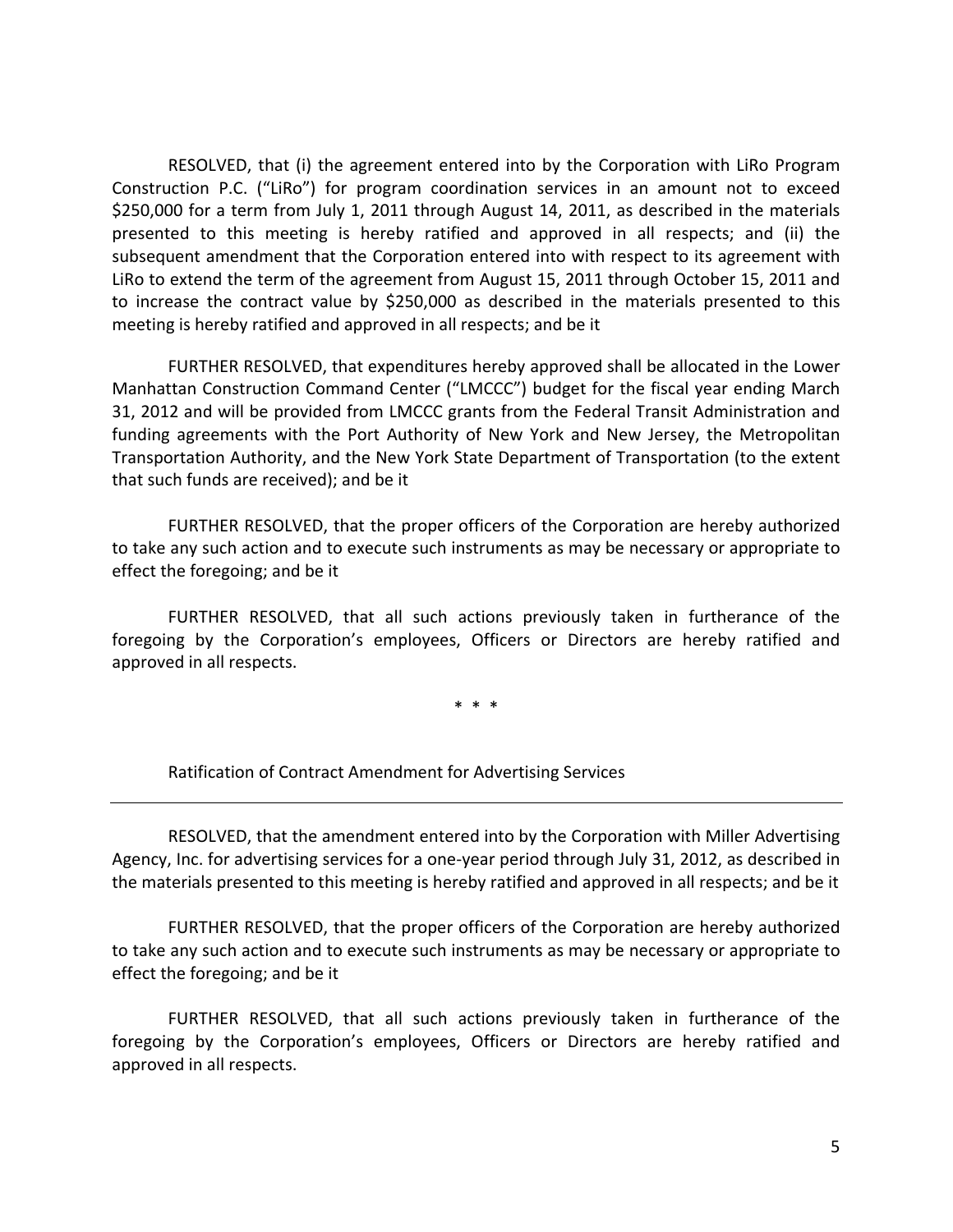RESOLVED, that (i) the agreement entered into by the Corporation with LiRo Program Construction P.C. ("LiRo") for program coordination services in an amount not to exceed $250,000 for a term from July 1, 2011 through August 14, 2011, as described in the materials presented to this meeting is hereby ratified and approved in all respects; and (ii) the subsequent amendment that the Corporation entered into with respect to its agreement with LiRo to extend the term of the agreement from August 15, 2011 through October 15, 2011 and to increase the contract value by $250,000 as described in the materials presented to this meeting is hereby ratified and approved in all respects; and be it

FURTHER RESOLVED, that expenditures hereby approved shall be allocated in the Lower Manhattan Construction Command Center ("LMCCC") budget for the fiscal year ending March 31, 2012 and will be provided from LMCCC grants from the Federal Transit Administration and funding agreements with the Port Authority of New York and New Jersey, the Metropolitan Transportation Authority, and the New York State Department of Transportation (to the extent that such funds are received); and be it

FURTHER RESOLVED, that the proper officers of the Corporation are hereby authorized to take any such action and to execute such instruments as may be necessary or appropriate to effect the foregoing; and be it

FURTHER RESOLVED, that all such actions previously taken in furtherance of the foregoing by the Corporation's employees, Officers or Directors are hereby ratified and approved in all respects.

\* \* \*

Ratification of Contract Amendment for Advertising Services

---

RESOLVED, that the amendment entered into by the Corporation with Miller Advertising Agency, Inc. for advertising services for a one-year period through July 31, 2012, as described in the materials presented to this meeting is hereby ratified and approved in all respects; and be it

FURTHER RESOLVED, that the proper officers of the Corporation are hereby authorized to take any such action and to execute such instruments as may be necessary or appropriate to effect the foregoing; and be it

FURTHER RESOLVED, that all such actions previously taken in furtherance of the foregoing by the Corporation's employees, Officers or Directors are hereby ratified and approved in all respects.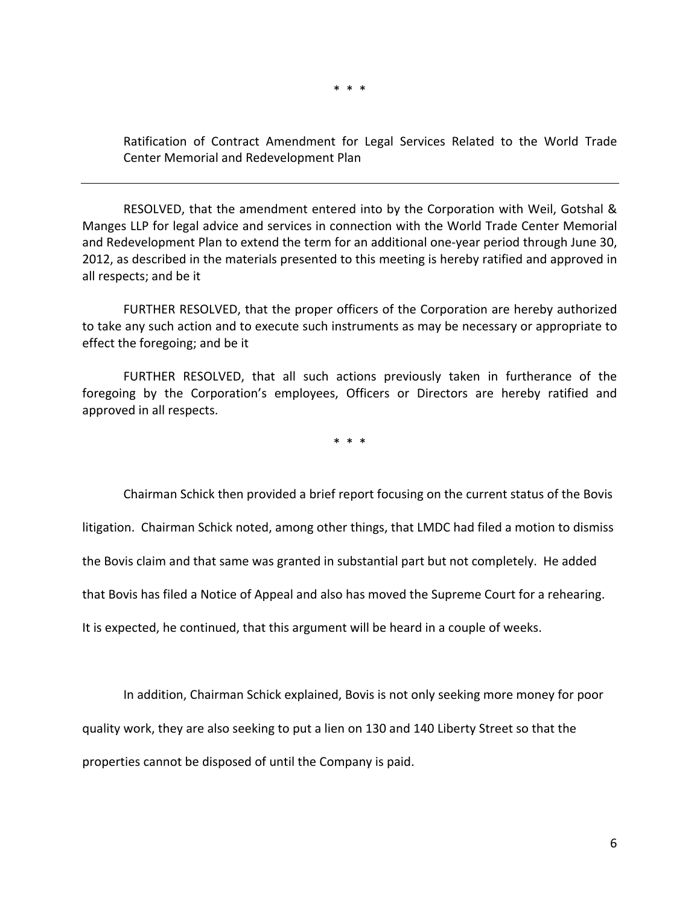\* \* \*

Ratification of Contract Amendment for Legal Services Related to the World Trade Center Memorial and Redevelopment Plan

---

RESOLVED, that the amendment entered into by the Corporation with Weil, Gotshal & Manges LLP for legal advice and services in connection with the World Trade Center Memorial and Redevelopment Plan to extend the term for an additional one-year period through June 30, 2012, as described in the materials presented to this meeting is hereby ratified and approved in all respects; and be it

FURTHER RESOLVED, that the proper officers of the Corporation are hereby authorized to take any such action and to execute such instruments as may be necessary or appropriate to effect the foregoing; and be it

FURTHER RESOLVED, that all such actions previously taken in furtherance of the foregoing by the Corporation's employees, Officers or Directors are hereby ratified and approved in all respects.

\* \* \*

Chairman Schick then provided a brief report focusing on the current status of the Bovis litigation. Chairman Schick noted, among other things, that LMDC had filed a motion to dismiss the Bovis claim and that same was granted in substantial part but not completely. He added that Bovis has filed a Notice of Appeal and also has moved the Supreme Court for a rehearing. It is expected, he continued, that this argument will be heard in a couple of weeks.

In addition, Chairman Schick explained, Bovis is not only seeking more money for poor quality work, they are also seeking to put a lien on 130 and 140 Liberty Street so that the properties cannot be disposed of until the Company is paid.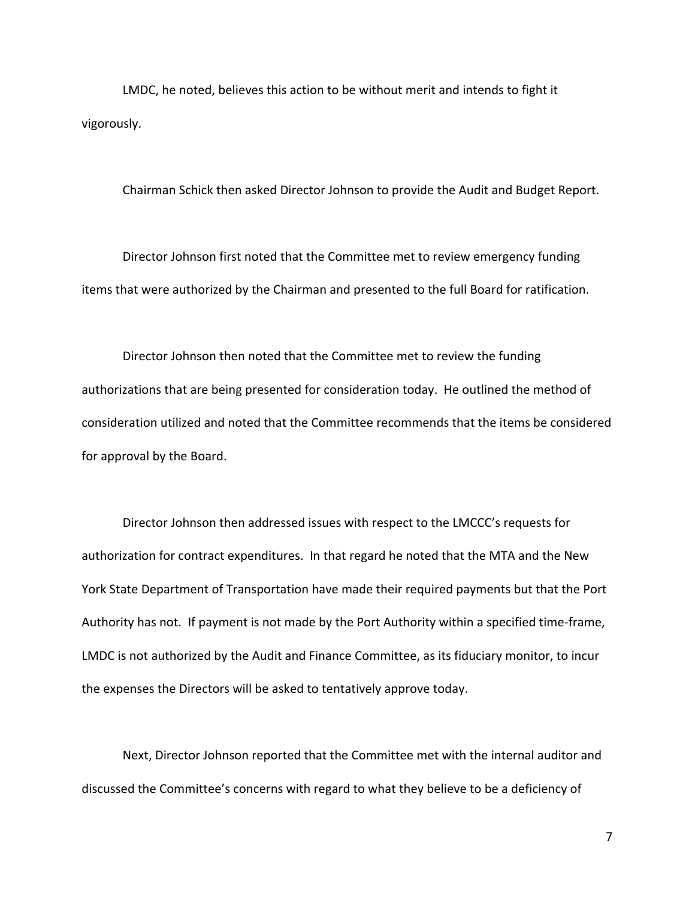LMDC, he noted, believes this action to be without merit and intends to fight it vigorously.

Chairman Schick then asked Director Johnson to provide the Audit and Budget Report.

Director Johnson first noted that the Committee met to review emergency funding items that were authorized by the Chairman and presented to the full Board for ratification.

Director Johnson then noted that the Committee met to review the funding authorizations that are being presented for consideration today. He outlined the method of consideration utilized and noted that the Committee recommends that the items be considered for approval by the Board.

Director Johnson then addressed issues with respect to the LMCCC's requests for authorization for contract expenditures. In that regard he noted that the MTA and the New York State Department of Transportation have made their required payments but that the Port Authority has not. If payment is not made by the Port Authority within a specified time-frame, LMDC is not authorized by the Audit and Finance Committee, as its fiduciary monitor, to incur the expenses the Directors will be asked to tentatively approve today.

Next, Director Johnson reported that the Committee met with the internal auditor and discussed the Committee's concerns with regard to what they believe to be a deficiency of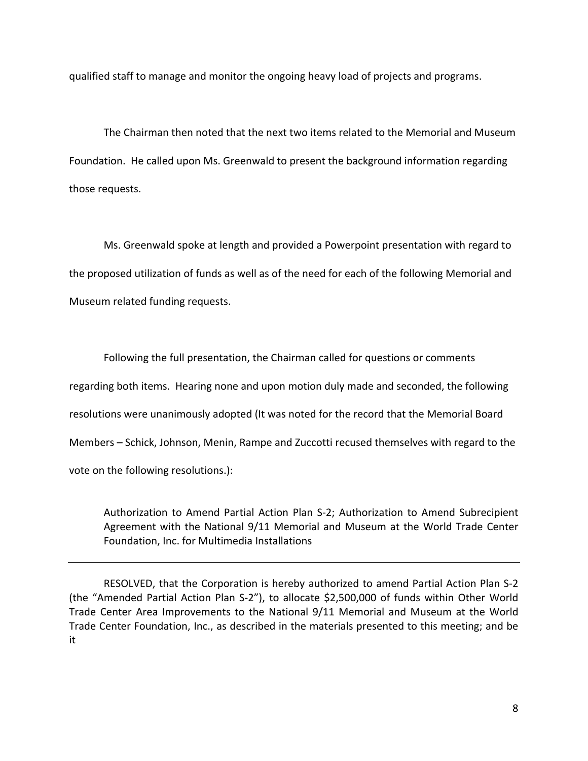qualified staff to manage and monitor the ongoing heavy load of projects and programs.

The Chairman then noted that the next two items related to the Memorial and Museum Foundation. He called upon Ms. Greenwald to present the background information regarding those requests.

Ms. Greenwald spoke at length and provided a Powerpoint presentation with regard to the proposed utilization of funds as well as of the need for each of the following Memorial and Museum related funding requests.

Following the full presentation, the Chairman called for questions or comments regarding both items. Hearing none and upon motion duly made and seconded, the following resolutions were unanimously adopted (It was noted for the record that the Memorial Board Members – Schick, Johnson, Menin, Rampe and Zuccotti recused themselves with regard to the vote on the following resolutions.):

> Authorization to Amend Partial Action Plan S-2; Authorization to Amend Subrecipient Agreement with the National 9/11 Memorial and Museum at the World Trade Center Foundation, Inc. for Multimedia Installations

---

RESOLVED, that the Corporation is hereby authorized to amend Partial Action Plan S-2 (the "Amended Partial Action Plan S-2"), to allocate $2,500,000 of funds within Other World Trade Center Area Improvements to the National 9/11 Memorial and Museum at the World Trade Center Foundation, Inc., as described in the materials presented to this meeting; and be it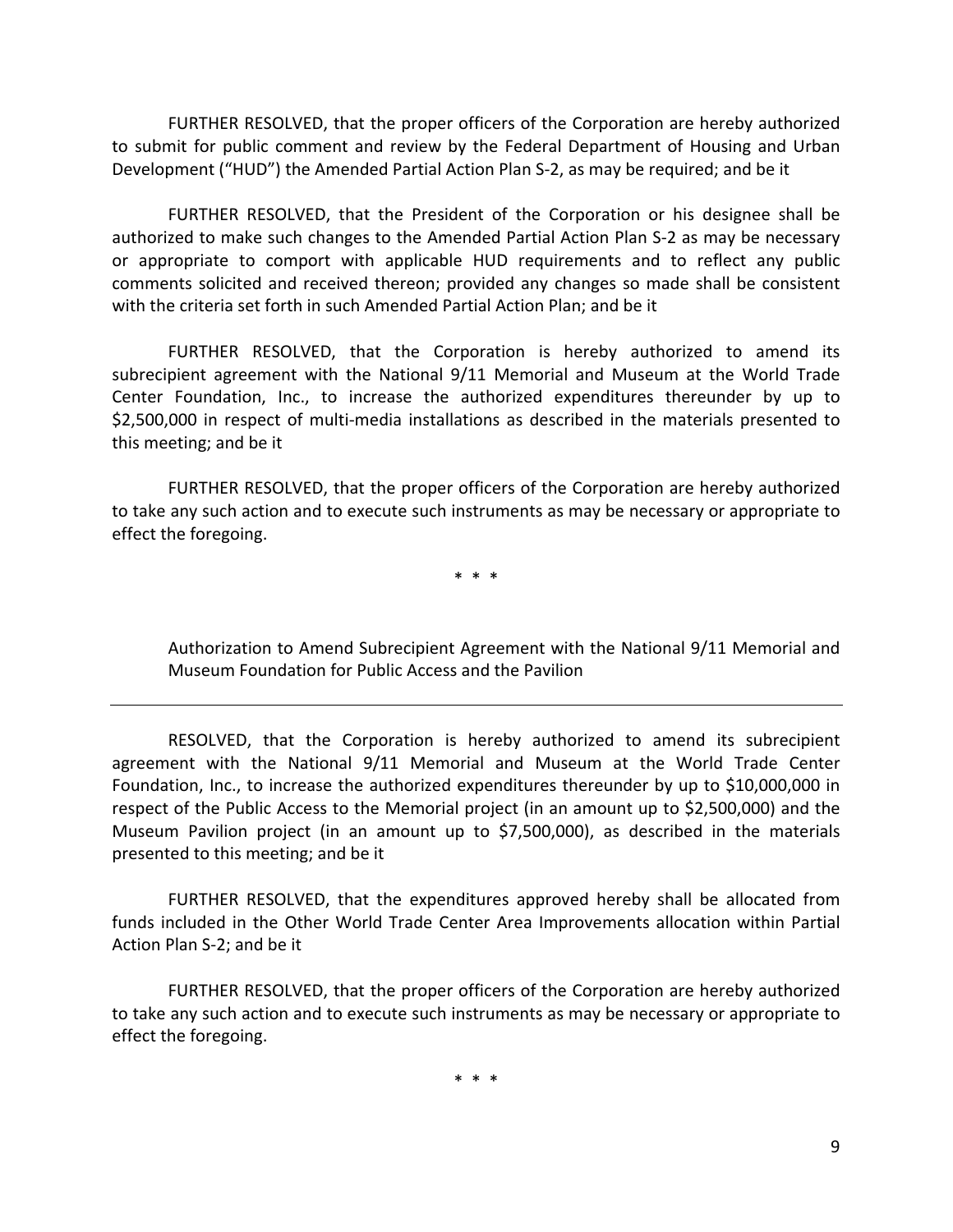FURTHER RESOLVED, that the proper officers of the Corporation are hereby authorized to submit for public comment and review by the Federal Department of Housing and Urban Development ("HUD") the Amended Partial Action Plan S-2, as may be required; and be it

FURTHER RESOLVED, that the President of the Corporation or his designee shall be authorized to make such changes to the Amended Partial Action Plan S-2 as may be necessary or appropriate to comport with applicable HUD requirements and to reflect any public comments solicited and received thereon; provided any changes so made shall be consistent with the criteria set forth in such Amended Partial Action Plan; and be it

FURTHER RESOLVED, that the Corporation is hereby authorized to amend its subrecipient agreement with the National 9/11 Memorial and Museum at the World Trade Center Foundation, Inc., to increase the authorized expenditures thereunder by up to $2,500,000 in respect of multi-media installations as described in the materials presented to this meeting; and be it

FURTHER RESOLVED, that the proper officers of the Corporation are hereby authorized to take any such action and to execute such instruments as may be necessary or appropriate to effect the foregoing.

\* \* \*

Authorization to Amend Subrecipient Agreement with the National 9/11 Memorial and Museum Foundation for Public Access and the Pavilion

---

RESOLVED, that the Corporation is hereby authorized to amend its subrecipient agreement with the National 9/11 Memorial and Museum at the World Trade Center Foundation, Inc., to increase the authorized expenditures thereunder by up to $10,000,000 in respect of the Public Access to the Memorial project (in an amount up to $2,500,000) and the Museum Pavilion project (in an amount up to $7,500,000), as described in the materials presented to this meeting; and be it

FURTHER RESOLVED, that the expenditures approved hereby shall be allocated from funds included in the Other World Trade Center Area Improvements allocation within Partial Action Plan S-2; and be it

FURTHER RESOLVED, that the proper officers of the Corporation are hereby authorized to take any such action and to execute such instruments as may be necessary or appropriate to effect the foregoing.

\* \* \*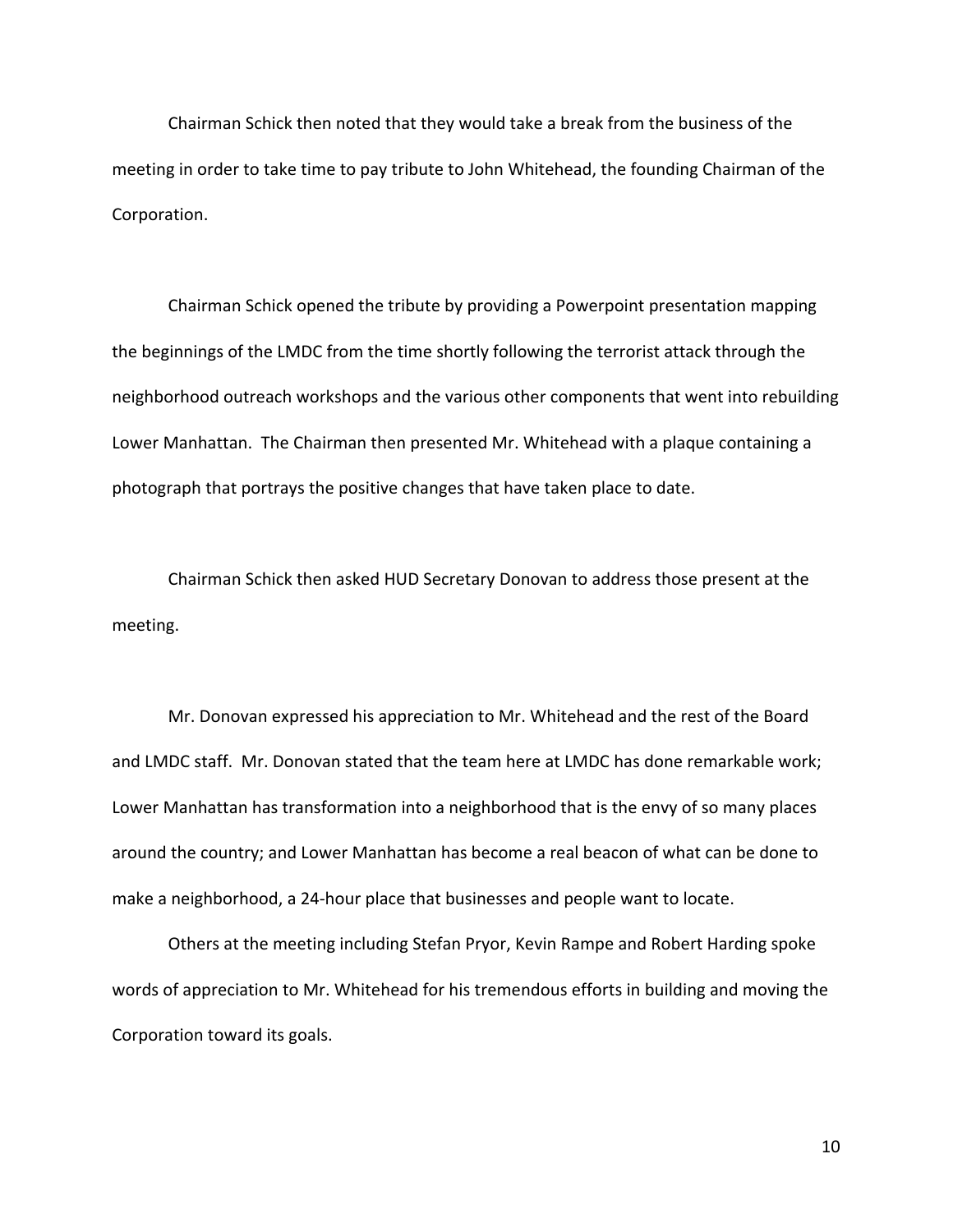Chairman Schick then noted that they would take a break from the business of the meeting in order to take time to pay tribute to John Whitehead, the founding Chairman of the Corporation.

Chairman Schick opened the tribute by providing a Powerpoint presentation mapping the beginnings of the LMDC from the time shortly following the terrorist attack through the neighborhood outreach workshops and the various other components that went into rebuilding Lower Manhattan. The Chairman then presented Mr. Whitehead with a plaque containing a photograph that portrays the positive changes that have taken place to date.

Chairman Schick then asked HUD Secretary Donovan to address those present at the meeting.

Mr. Donovan expressed his appreciation to Mr. Whitehead and the rest of the Board and LMDC staff. Mr. Donovan stated that the team here at LMDC has done remarkable work; Lower Manhattan has transformation into a neighborhood that is the envy of so many places around the country; and Lower Manhattan has become a real beacon of what can be done to make a neighborhood, a 24-hour place that businesses and people want to locate.

Others at the meeting including Stefan Pryor, Kevin Rampe and Robert Harding spoke words of appreciation to Mr. Whitehead for his tremendous efforts in building and moving the Corporation toward its goals.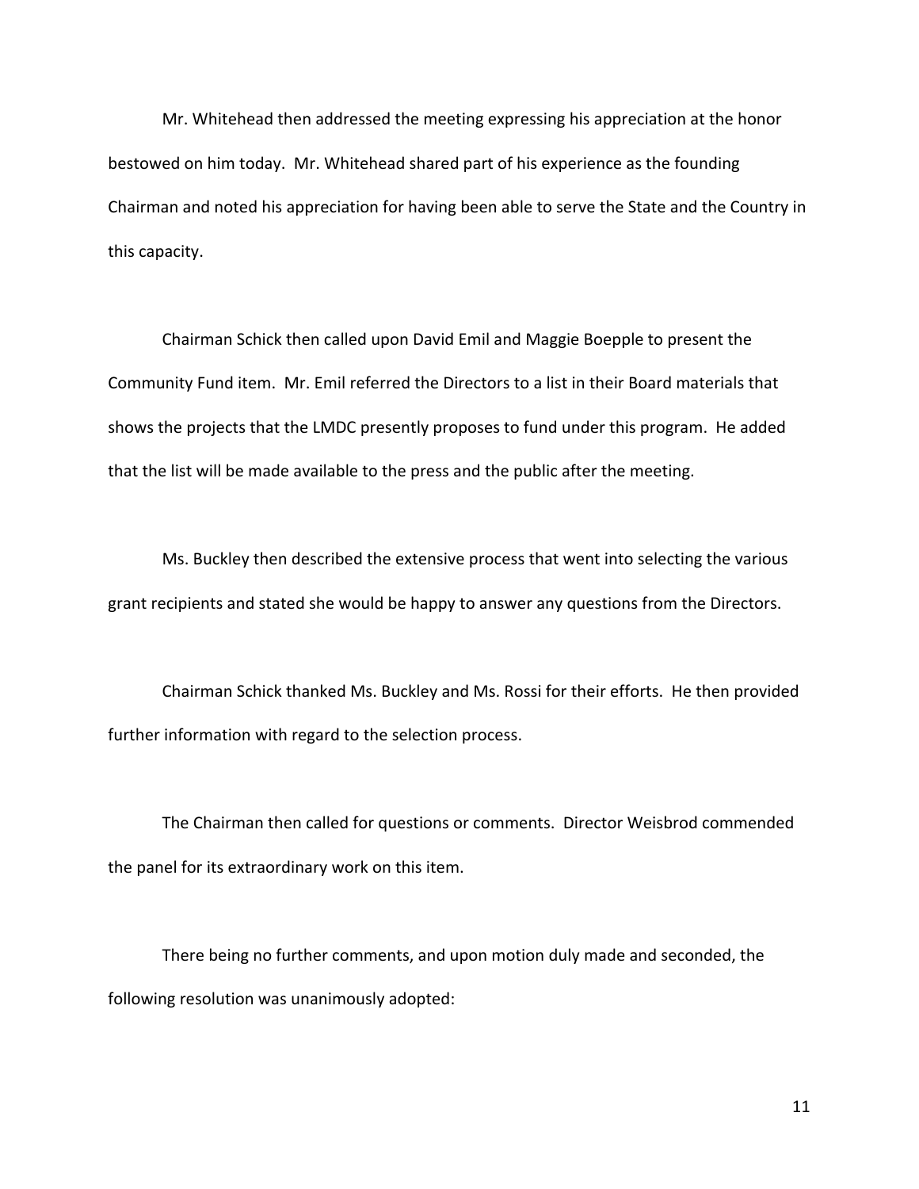Mr. Whitehead then addressed the meeting expressing his appreciation at the honor bestowed on him today. Mr. Whitehead shared part of his experience as the founding Chairman and noted his appreciation for having been able to serve the State and the Country in this capacity.

Chairman Schick then called upon David Emil and Maggie Boepple to present the Community Fund item. Mr. Emil referred the Directors to a list in their Board materials that shows the projects that the LMDC presently proposes to fund under this program. He added that the list will be made available to the press and the public after the meeting.

Ms. Buckley then described the extensive process that went into selecting the various grant recipients and stated she would be happy to answer any questions from the Directors.

Chairman Schick thanked Ms. Buckley and Ms. Rossi for their efforts. He then provided further information with regard to the selection process.

The Chairman then called for questions or comments. Director Weisbrod commended the panel for its extraordinary work on this item.

There being no further comments, and upon motion duly made and seconded, the following resolution was unanimously adopted: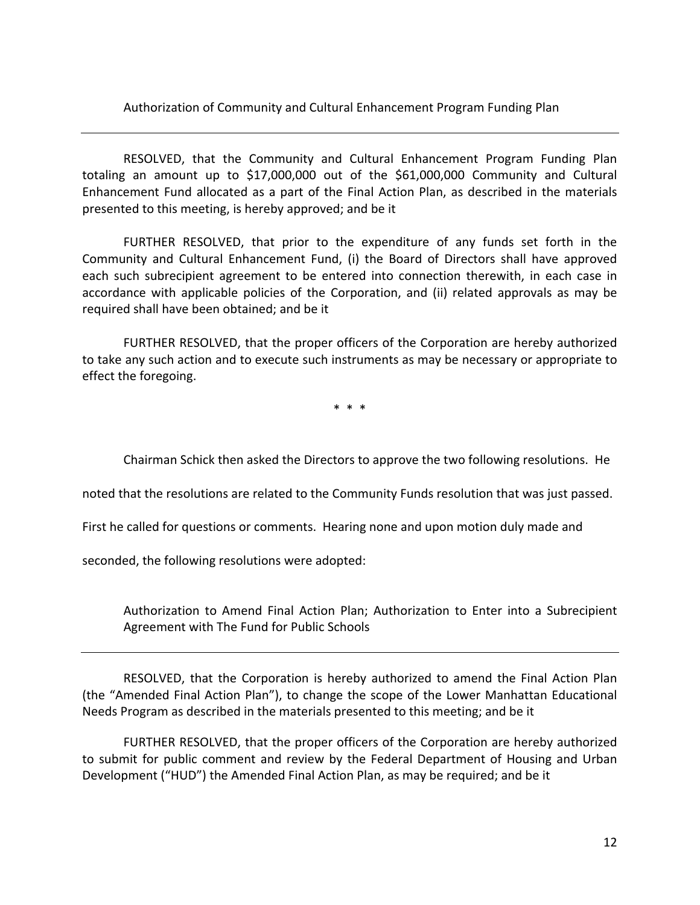Authorization of Community and Cultural Enhancement Program Funding Plan

---

RESOLVED, that the Community and Cultural Enhancement Program Funding Plan totaling an amount up to $17,000,000 out of the $61,000,000 Community and Cultural Enhancement Fund allocated as a part of the Final Action Plan, as described in the materials presented to this meeting, is hereby approved; and be it

FURTHER RESOLVED, that prior to the expenditure of any funds set forth in the Community and Cultural Enhancement Fund, (i) the Board of Directors shall have approved each such subrecipient agreement to be entered into connection therewith, in each case in accordance with applicable policies of the Corporation, and (ii) related approvals as may be required shall have been obtained; and be it

FURTHER RESOLVED, that the proper officers of the Corporation are hereby authorized to take any such action and to execute such instruments as may be necessary or appropriate to effect the foregoing.

\* \* \*

Chairman Schick then asked the Directors to approve the two following resolutions. He noted that the resolutions are related to the Community Funds resolution that was just passed. First he called for questions or comments. Hearing none and upon motion duly made and seconded, the following resolutions were adopted:

Authorization to Amend Final Action Plan; Authorization to Enter into a Subrecipient Agreement with The Fund for Public Schools

---

RESOLVED, that the Corporation is hereby authorized to amend the Final Action Plan (the "Amended Final Action Plan"), to change the scope of the Lower Manhattan Educational Needs Program as described in the materials presented to this meeting; and be it

FURTHER RESOLVED, that the proper officers of the Corporation are hereby authorized to submit for public comment and review by the Federal Department of Housing and Urban Development ("HUD") the Amended Final Action Plan, as may be required; and be it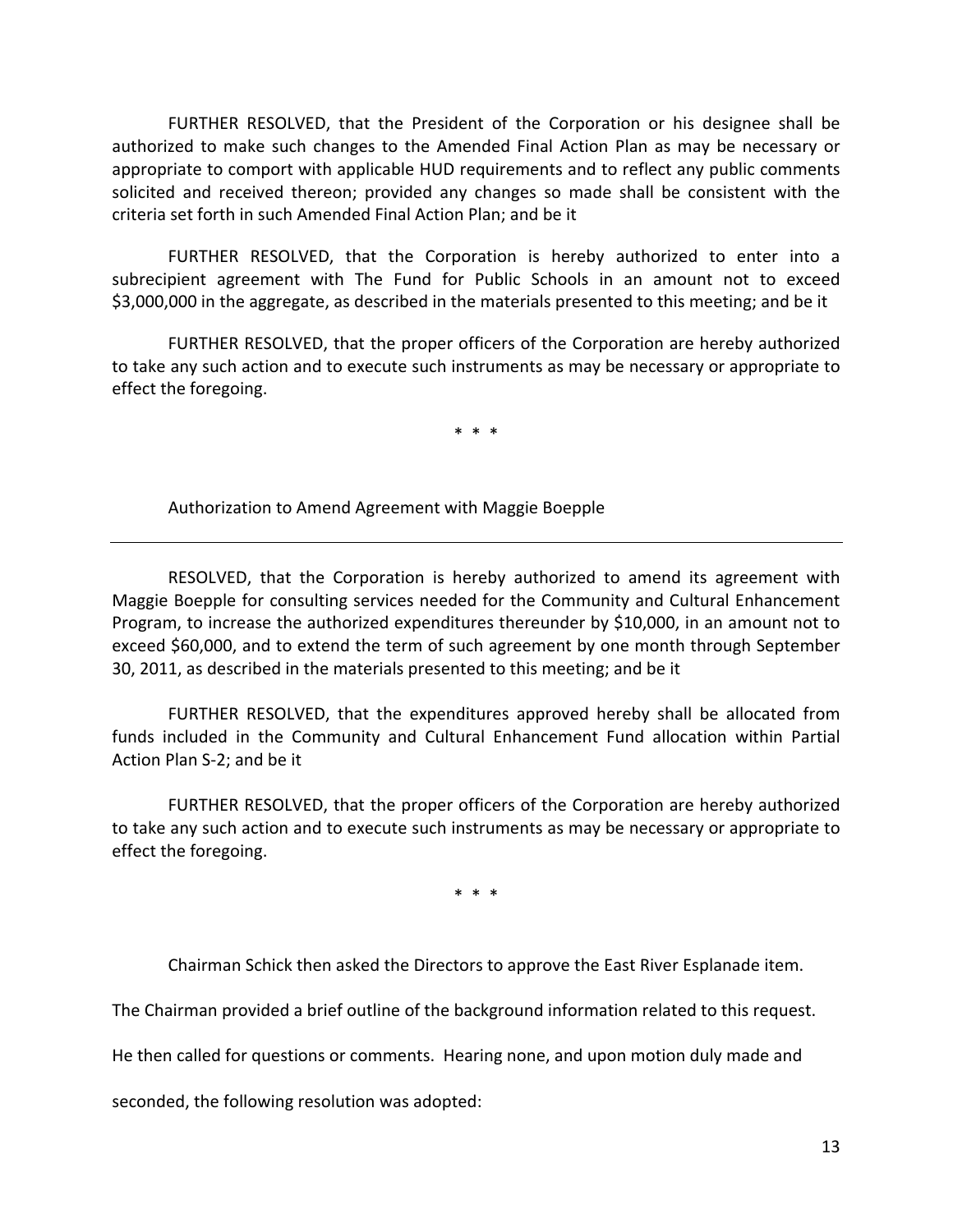FURTHER RESOLVED, that the President of the Corporation or his designee shall be authorized to make such changes to the Amended Final Action Plan as may be necessary or appropriate to comport with applicable HUD requirements and to reflect any public comments solicited and received thereon; provided any changes so made shall be consistent with the criteria set forth in such Amended Final Action Plan; and be it

FURTHER RESOLVED, that the Corporation is hereby authorized to enter into a subrecipient agreement with The Fund for Public Schools in an amount not to exceed $3,000,000 in the aggregate, as described in the materials presented to this meeting; and be it

FURTHER RESOLVED, that the proper officers of the Corporation are hereby authorized to take any such action and to execute such instruments as may be necessary or appropriate to effect the foregoing.

\* \* \*

Authorization to Amend Agreement with Maggie Boepple

---

RESOLVED, that the Corporation is hereby authorized to amend its agreement with Maggie Boepple for consulting services needed for the Community and Cultural Enhancement Program, to increase the authorized expenditures thereunder by $10,000, in an amount not to exceed $60,000, and to extend the term of such agreement by one month through September 30, 2011, as described in the materials presented to this meeting; and be it

FURTHER RESOLVED, that the expenditures approved hereby shall be allocated from funds included in the Community and Cultural Enhancement Fund allocation within Partial Action Plan S-2; and be it

FURTHER RESOLVED, that the proper officers of the Corporation are hereby authorized to take any such action and to execute such instruments as may be necessary or appropriate to effect the foregoing.

\* \* \*

Chairman Schick then asked the Directors to approve the East River Esplanade item. The Chairman provided a brief outline of the background information related to this request. He then called for questions or comments. Hearing none, and upon motion duly made and seconded, the following resolution was adopted: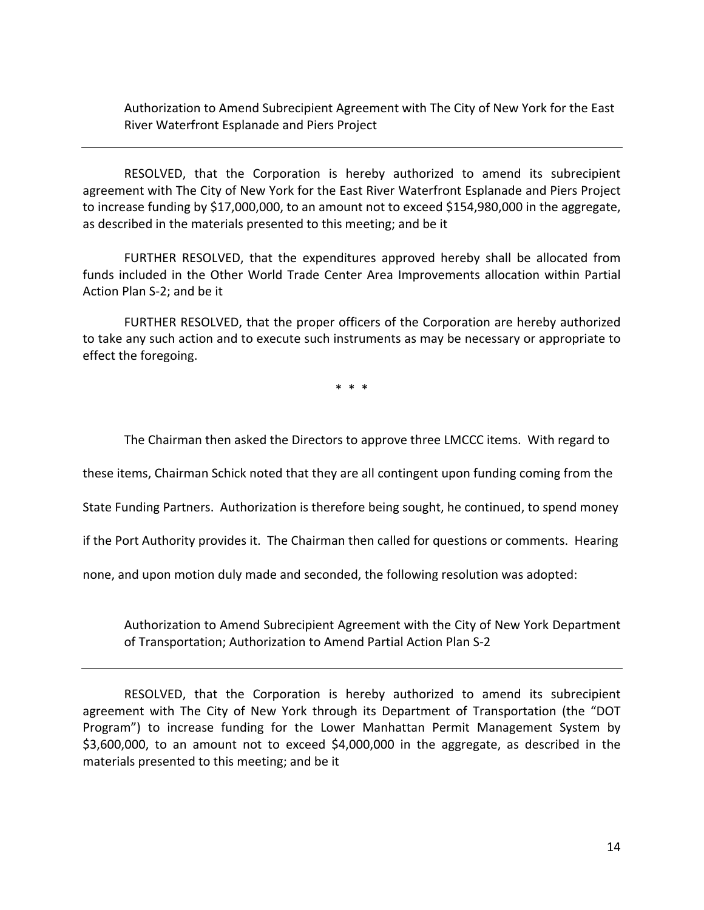Authorization to Amend Subrecipient Agreement with The City of New York for the East River Waterfront Esplanade and Piers Project

---

RESOLVED, that the Corporation is hereby authorized to amend its subrecipient agreement with The City of New York for the East River Waterfront Esplanade and Piers Project to increase funding by $17,000,000, to an amount not to exceed $154,980,000 in the aggregate, as described in the materials presented to this meeting; and be it

FURTHER RESOLVED, that the expenditures approved hereby shall be allocated from funds included in the Other World Trade Center Area Improvements allocation within Partial Action Plan S-2; and be it

FURTHER RESOLVED, that the proper officers of the Corporation are hereby authorized to take any such action and to execute such instruments as may be necessary or appropriate to effect the foregoing.

\* \* \*

The Chairman then asked the Directors to approve three LMCCC items. With regard to these items, Chairman Schick noted that they are all contingent upon funding coming from the State Funding Partners. Authorization is therefore being sought, he continued, to spend money if the Port Authority provides it. The Chairman then called for questions or comments. Hearing none, and upon motion duly made and seconded, the following resolution was adopted:

Authorization to Amend Subrecipient Agreement with the City of New York Department of Transportation; Authorization to Amend Partial Action Plan S-2

---

RESOLVED, that the Corporation is hereby authorized to amend its subrecipient agreement with The City of New York through its Department of Transportation (the "DOT Program") to increase funding for the Lower Manhattan Permit Management System by $3,600,000, to an amount not to exceed $4,000,000 in the aggregate, as described in the materials presented to this meeting; and be it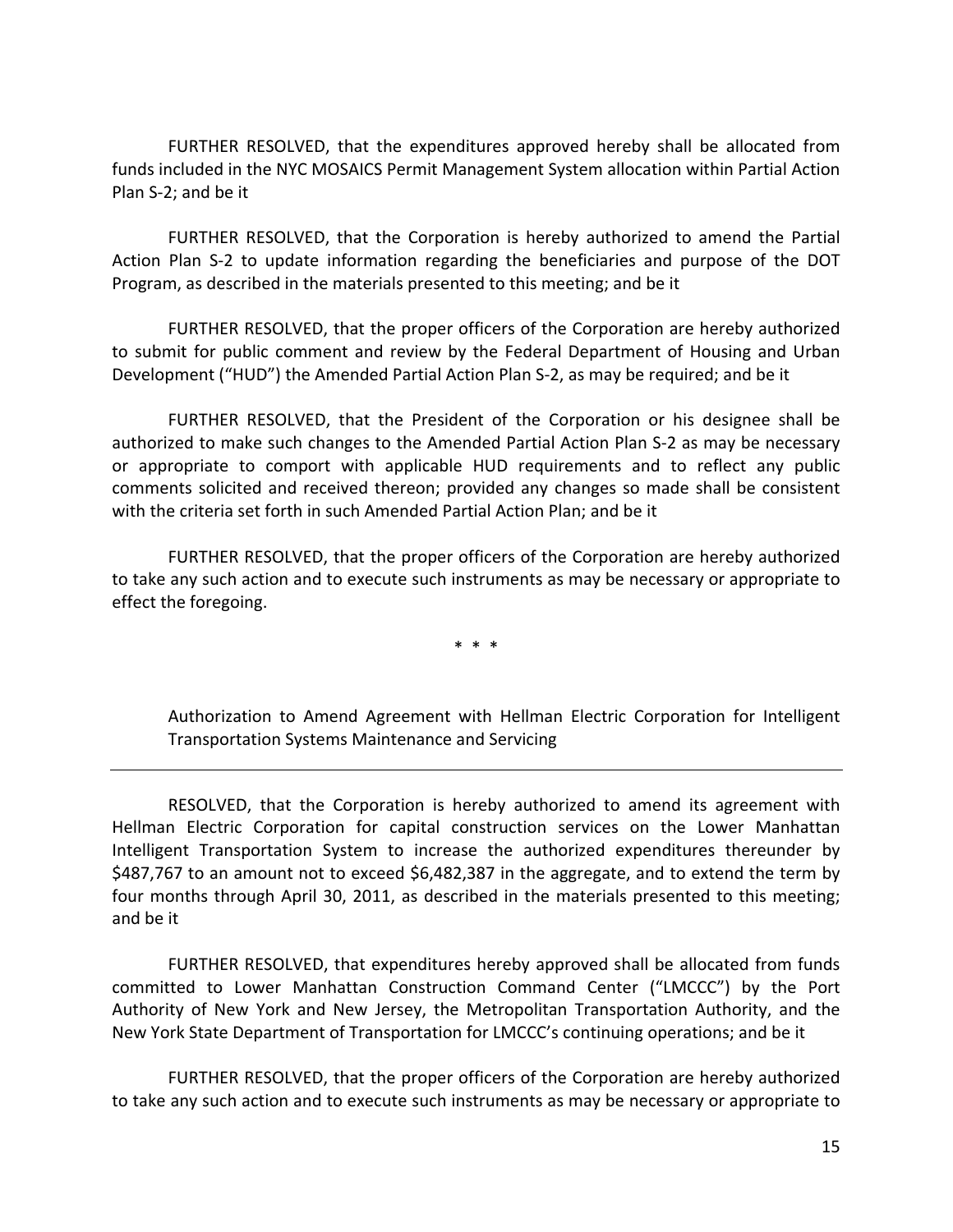FURTHER RESOLVED, that the expenditures approved hereby shall be allocated from funds included in the NYC MOSAICS Permit Management System allocation within Partial Action Plan S-2; and be it

FURTHER RESOLVED, that the Corporation is hereby authorized to amend the Partial Action Plan S-2 to update information regarding the beneficiaries and purpose of the DOT Program, as described in the materials presented to this meeting; and be it

FURTHER RESOLVED, that the proper officers of the Corporation are hereby authorized to submit for public comment and review by the Federal Department of Housing and Urban Development ("HUD") the Amended Partial Action Plan S-2, as may be required; and be it

FURTHER RESOLVED, that the President of the Corporation or his designee shall be authorized to make such changes to the Amended Partial Action Plan S-2 as may be necessary or appropriate to comport with applicable HUD requirements and to reflect any public comments solicited and received thereon; provided any changes so made shall be consistent with the criteria set forth in such Amended Partial Action Plan; and be it

FURTHER RESOLVED, that the proper officers of the Corporation are hereby authorized to take any such action and to execute such instruments as may be necessary or appropriate to effect the foregoing.

\* \* \*

Authorization to Amend Agreement with Hellman Electric Corporation for Intelligent Transportation Systems Maintenance and Servicing

---

RESOLVED, that the Corporation is hereby authorized to amend its agreement with Hellman Electric Corporation for capital construction services on the Lower Manhattan Intelligent Transportation System to increase the authorized expenditures thereunder by $487,767 to an amount not to exceed $6,482,387 in the aggregate, and to extend the term by four months through April 30, 2011, as described in the materials presented to this meeting; and be it

FURTHER RESOLVED, that expenditures hereby approved shall be allocated from funds committed to Lower Manhattan Construction Command Center ("LMCCC") by the Port Authority of New York and New Jersey, the Metropolitan Transportation Authority, and the New York State Department of Transportation for LMCCC's continuing operations; and be it

FURTHER RESOLVED, that the proper officers of the Corporation are hereby authorized to take any such action and to execute such instruments as may be necessary or appropriate to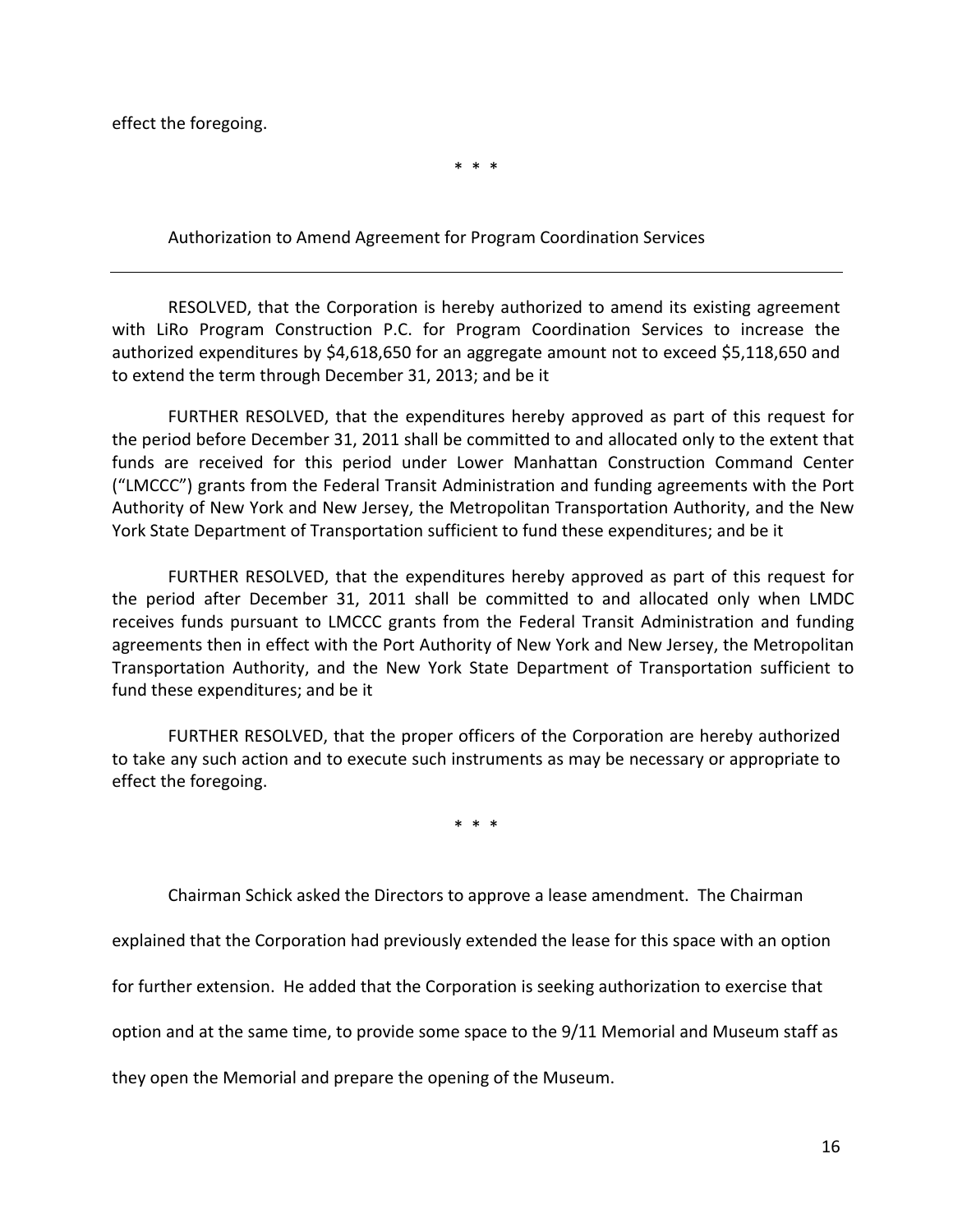effect the foregoing.

\* \* \*

Authorization to Amend Agreement for Program Coordination Services

---

RESOLVED, that the Corporation is hereby authorized to amend its existing agreement with LiRo Program Construction P.C. for Program Coordination Services to increase the authorized expenditures by $4,618,650 for an aggregate amount not to exceed $5,118,650 and to extend the term through December 31, 2013; and be it

FURTHER RESOLVED, that the expenditures hereby approved as part of this request for the period before December 31, 2011 shall be committed to and allocated only to the extent that funds are received for this period under Lower Manhattan Construction Command Center ("LMCCC") grants from the Federal Transit Administration and funding agreements with the Port Authority of New York and New Jersey, the Metropolitan Transportation Authority, and the New York State Department of Transportation sufficient to fund these expenditures; and be it

FURTHER RESOLVED, that the expenditures hereby approved as part of this request for the period after December 31, 2011 shall be committed to and allocated only when LMDC receives funds pursuant to LMCCC grants from the Federal Transit Administration and funding agreements then in effect with the Port Authority of New York and New Jersey, the Metropolitan Transportation Authority, and the New York State Department of Transportation sufficient to fund these expenditures; and be it

FURTHER RESOLVED, that the proper officers of the Corporation are hereby authorized to take any such action and to execute such instruments as may be necessary or appropriate to effect the foregoing.

\* \* \*

Chairman Schick asked the Directors to approve a lease amendment. The Chairman explained that the Corporation had previously extended the lease for this space with an option for further extension. He added that the Corporation is seeking authorization to exercise that option and at the same time, to provide some space to the 9/11 Memorial and Museum staff as they open the Memorial and prepare the opening of the Museum.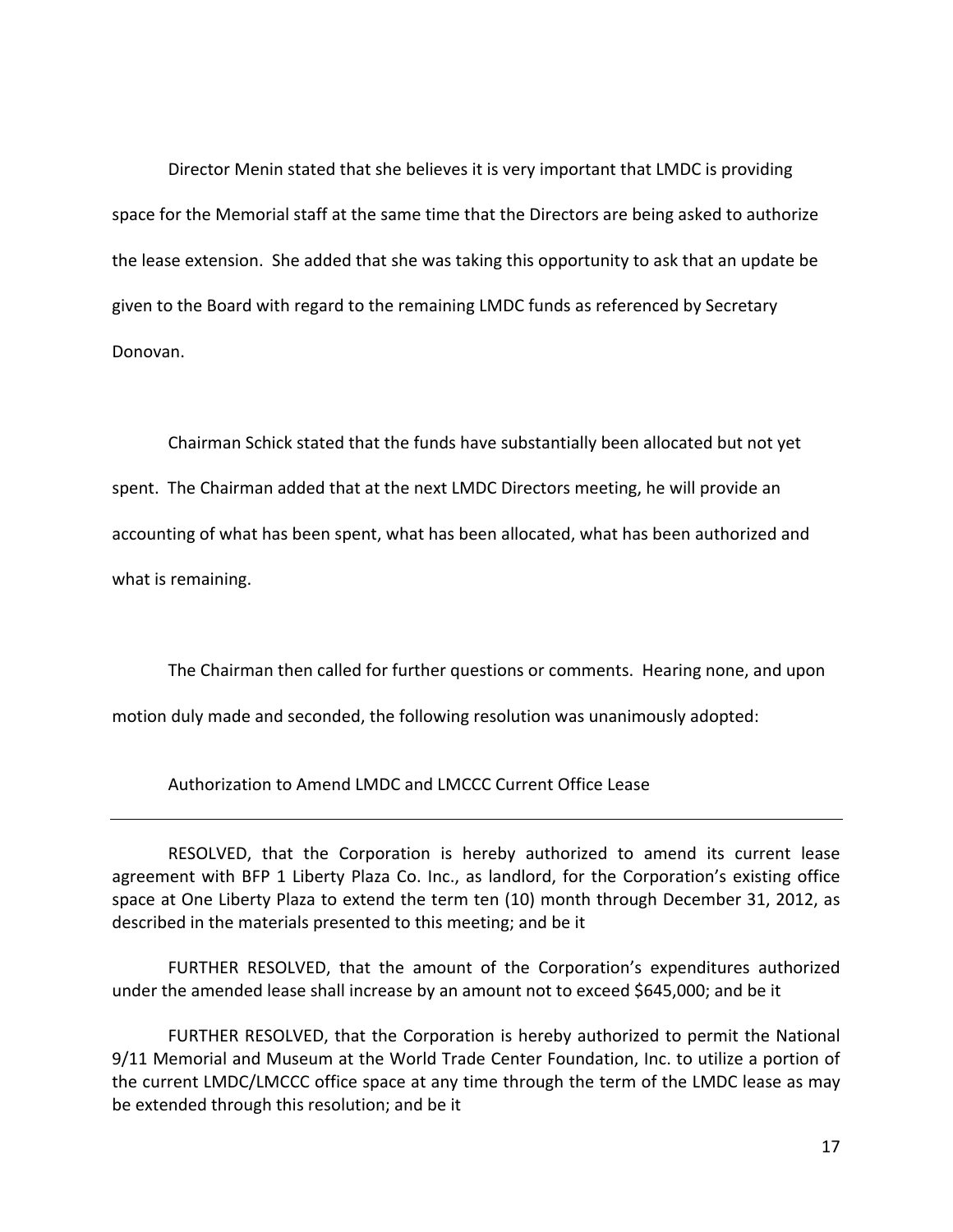Director Menin stated that she believes it is very important that LMDC is providing space for the Memorial staff at the same time that the Directors are being asked to authorize the lease extension. She added that she was taking this opportunity to ask that an update be given to the Board with regard to the remaining LMDC funds as referenced by Secretary Donovan.

Chairman Schick stated that the funds have substantially been allocated but not yet spent. The Chairman added that at the next LMDC Directors meeting, he will provide an accounting of what has been spent, what has been allocated, what has been authorized and what is remaining.

The Chairman then called for further questions or comments. Hearing none, and upon motion duly made and seconded, the following resolution was unanimously adopted:

Authorization to Amend LMDC and LMCCC Current Office Lease

---

RESOLVED, that the Corporation is hereby authorized to amend its current lease agreement with BFP 1 Liberty Plaza Co. Inc., as landlord, for the Corporation's existing office space at One Liberty Plaza to extend the term ten (10) month through December 31, 2012, as described in the materials presented to this meeting; and be it

FURTHER RESOLVED, that the amount of the Corporation's expenditures authorized under the amended lease shall increase by an amount not to exceed $645,000; and be it

FURTHER RESOLVED, that the Corporation is hereby authorized to permit the National 9/11 Memorial and Museum at the World Trade Center Foundation, Inc. to utilize a portion of the current LMDC/LMCCC office space at any time through the term of the LMDC lease as may be extended through this resolution; and be it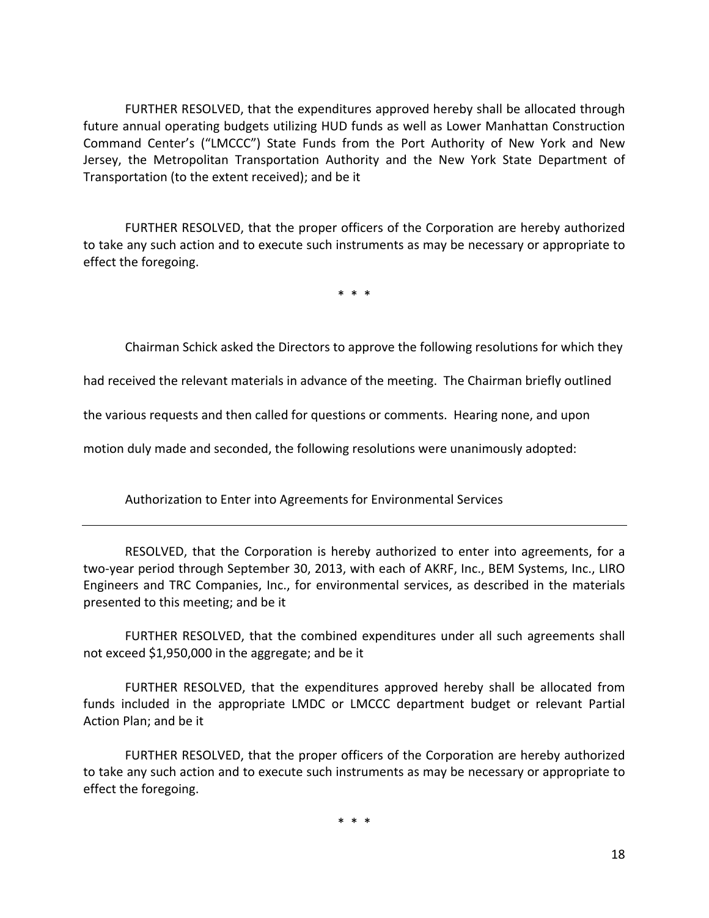FURTHER RESOLVED, that the expenditures approved hereby shall be allocated through future annual operating budgets utilizing HUD funds as well as Lower Manhattan Construction Command Center's ("LMCCC") State Funds from the Port Authority of New York and New Jersey, the Metropolitan Transportation Authority and the New York State Department of Transportation (to the extent received); and be it

FURTHER RESOLVED, that the proper officers of the Corporation are hereby authorized to take any such action and to execute such instruments as may be necessary or appropriate to effect the foregoing.

\* \* \*

Chairman Schick asked the Directors to approve the following resolutions for which they had received the relevant materials in advance of the meeting. The Chairman briefly outlined the various requests and then called for questions or comments. Hearing none, and upon motion duly made and seconded, the following resolutions were unanimously adopted:

Authorization to Enter into Agreements for Environmental Services

---

RESOLVED, that the Corporation is hereby authorized to enter into agreements, for a two-year period through September 30, 2013, with each of AKRF, Inc., BEM Systems, Inc., LIRO Engineers and TRC Companies, Inc., for environmental services, as described in the materials presented to this meeting; and be it

FURTHER RESOLVED, that the combined expenditures under all such agreements shall not exceed $1,950,000 in the aggregate; and be it

FURTHER RESOLVED, that the expenditures approved hereby shall be allocated from funds included in the appropriate LMDC or LMCCC department budget or relevant Partial Action Plan; and be it

FURTHER RESOLVED, that the proper officers of the Corporation are hereby authorized to take any such action and to execute such instruments as may be necessary or appropriate to effect the foregoing.

\* \* \*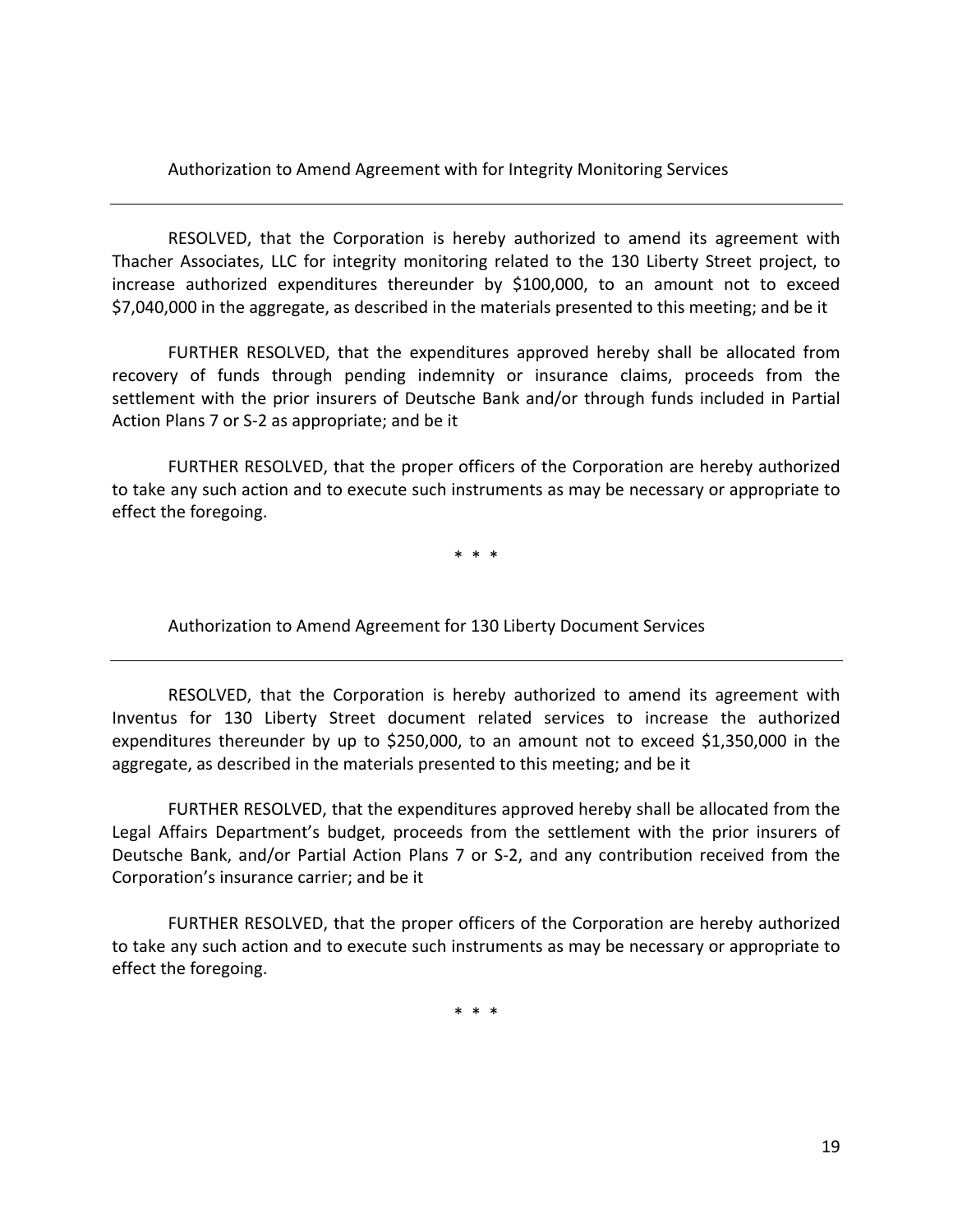Authorization to Amend Agreement with for Integrity Monitoring Services

---

RESOLVED, that the Corporation is hereby authorized to amend its agreement with Thacher Associates, LLC for integrity monitoring related to the 130 Liberty Street project, to increase authorized expenditures thereunder by $100,000, to an amount not to exceed $7,040,000 in the aggregate, as described in the materials presented to this meeting; and be it

FURTHER RESOLVED, that the expenditures approved hereby shall be allocated from recovery of funds through pending indemnity or insurance claims, proceeds from the settlement with the prior insurers of Deutsche Bank and/or through funds included in Partial Action Plans 7 or S-2 as appropriate; and be it

FURTHER RESOLVED, that the proper officers of the Corporation are hereby authorized to take any such action and to execute such instruments as may be necessary or appropriate to effect the foregoing.

\* \* \*

Authorization to Amend Agreement for 130 Liberty Document Services

---

RESOLVED, that the Corporation is hereby authorized to amend its agreement with Inventus for 130 Liberty Street document related services to increase the authorized expenditures thereunder by up to $250,000, to an amount not to exceed $1,350,000 in the aggregate, as described in the materials presented to this meeting; and be it

FURTHER RESOLVED, that the expenditures approved hereby shall be allocated from the Legal Affairs Department's budget, proceeds from the settlement with the prior insurers of Deutsche Bank, and/or Partial Action Plans 7 or S-2, and any contribution received from the Corporation's insurance carrier; and be it

FURTHER RESOLVED, that the proper officers of the Corporation are hereby authorized to take any such action and to execute such instruments as may be necessary or appropriate to effect the foregoing.

\* \* \*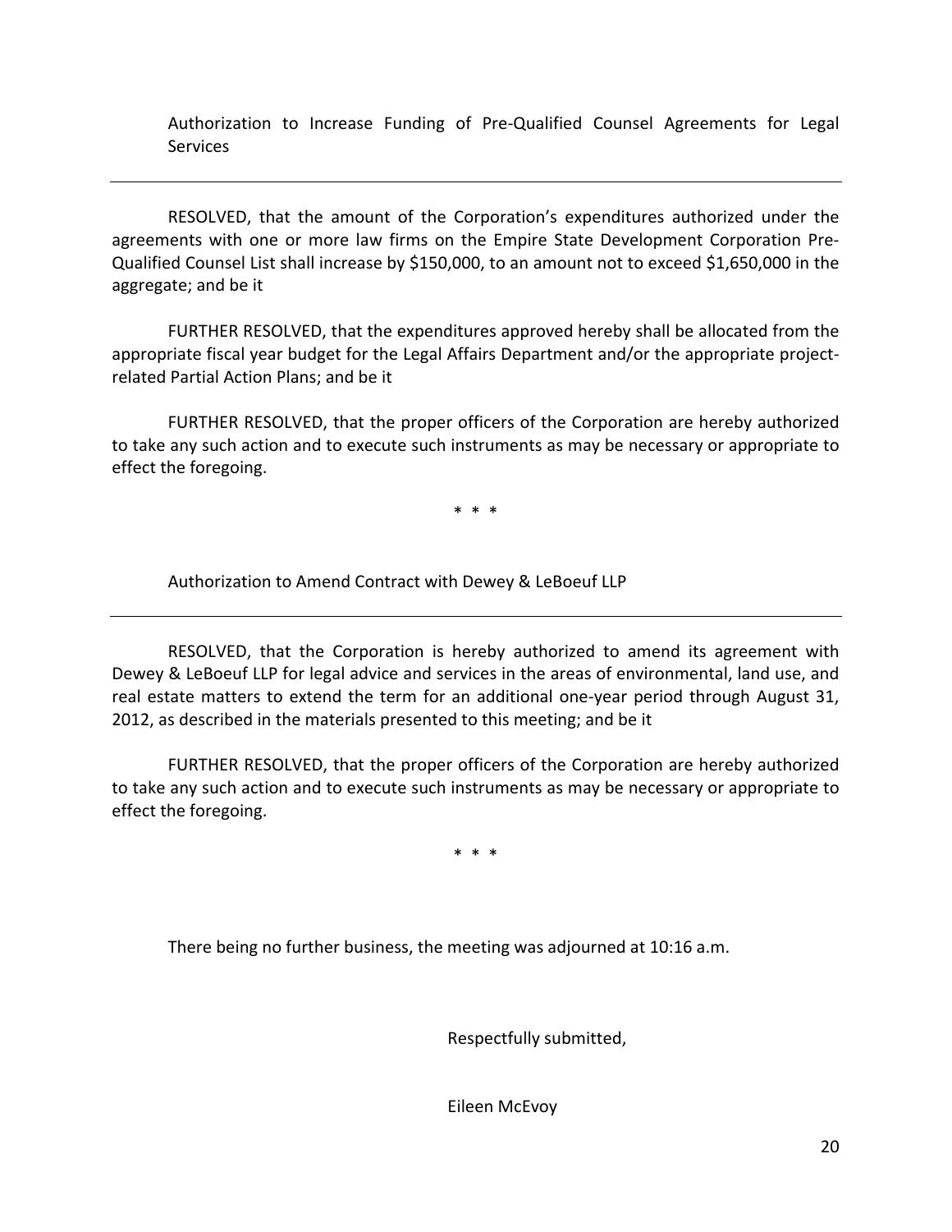Authorization to Increase Funding of Pre-Qualified Counsel Agreements for Legal Services

---

RESOLVED, that the amount of the Corporation's expenditures authorized under the agreements with one or more law firms on the Empire State Development Corporation Pre-Qualified Counsel List shall increase by $150,000, to an amount not to exceed $1,650,000 in the aggregate; and be it

FURTHER RESOLVED, that the expenditures approved hereby shall be allocated from the appropriate fiscal year budget for the Legal Affairs Department and/or the appropriate project-related Partial Action Plans; and be it

FURTHER RESOLVED, that the proper officers of the Corporation are hereby authorized to take any such action and to execute such instruments as may be necessary or appropriate to effect the foregoing.

\* \* \*

Authorization to Amend Contract with Dewey & LeBoeuf LLP

---

RESOLVED, that the Corporation is hereby authorized to amend its agreement with Dewey & LeBoeuf LLP for legal advice and services in the areas of environmental, land use, and real estate matters to extend the term for an additional one-year period through August 31, 2012, as described in the materials presented to this meeting; and be it

FURTHER RESOLVED, that the proper officers of the Corporation are hereby authorized to take any such action and to execute such instruments as may be necessary or appropriate to effect the foregoing.

\* \* \*

There being no further business, the meeting was adjourned at 10:16 a.m.

Respectfully submitted,

Eileen McEvoy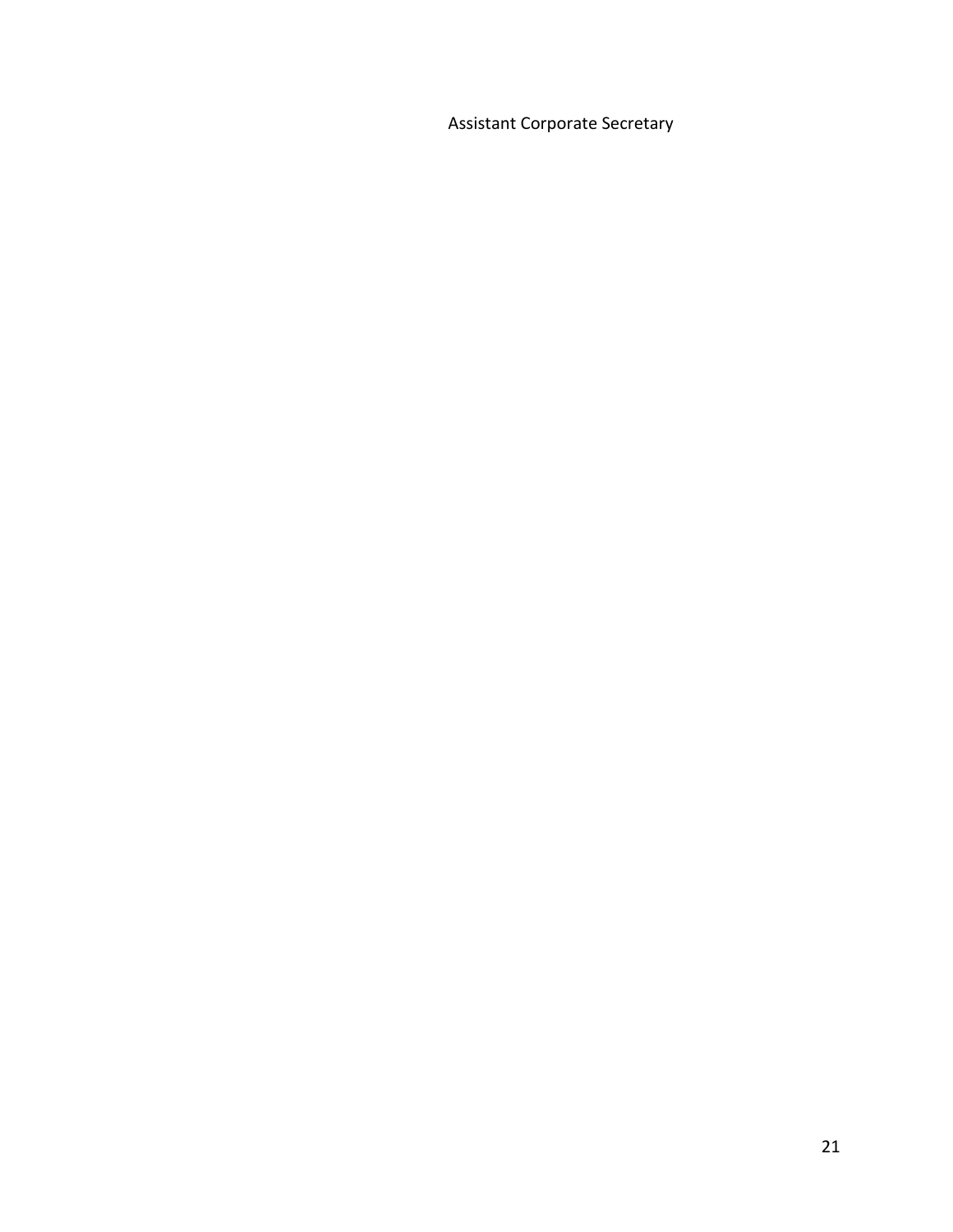Assistant Corporate Secretary